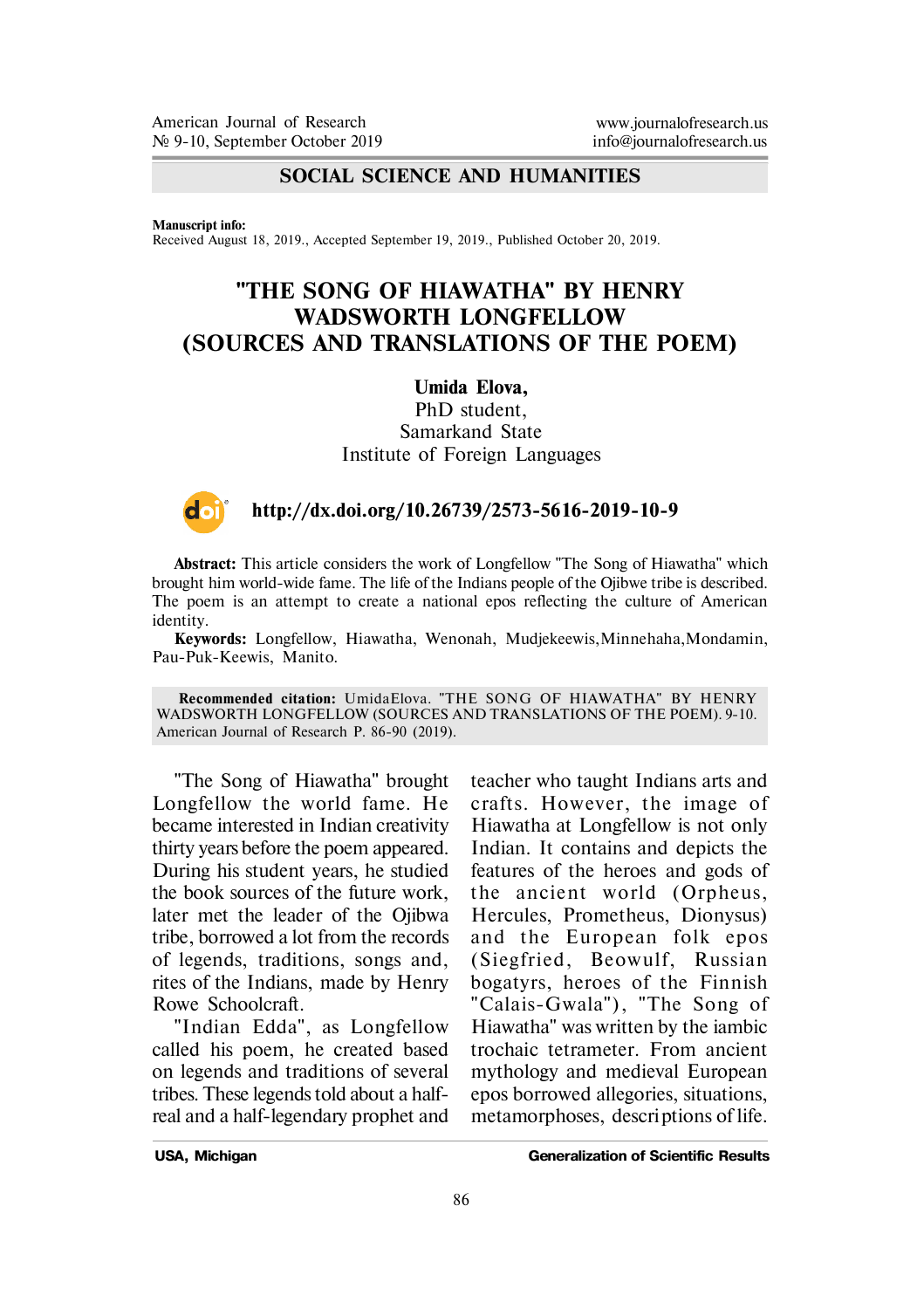## SOCIAL SCIENCE AND HUMANITIES

**Manuscript info:**
Received August 18, 2019., Accepted September 19, 2019., Published October 20, 2019.

# "THE SONG OF HIAWATHA" BY HENRY WADSWORTH LONGFELLOW (SOURCES AND TRANSLATIONS OF THE POEM)

**Umida Elova,**
PhD student,
Samarkand State
Institute of Foreign Languages

**http://dx.doi.org/10.26739/2573-5616-2019-10-9**

**Abstract:** This article considers the work of Longfellow "The Song of Hiawatha" which brought him world-wide fame. The life of the Indians people of the Ojibwe tribe is described. The poem is an attempt to create a national epos reflecting the culture of American identity.

**Keywords:** Longfellow, Hiawatha, Wenonah, Mudjekeewis,Minnehaha,Mondamin, Pau-Puk-Keewis, Manito.

**Recommended citation:** UmidaElova. "THE SONG OF HIAWATHA" BY HENRY WADSWORTH LONGFELLOW (SOURCES AND TRANSLATIONS OF THE POEM). 9-10. American Journal of Research P. 86-90 (2019).

"The Song of Hiawatha" brought Longfellow the world fame. He became interested in Indian creativity thirty years before the poem appeared. During his student years, he studied the book sources of the future work, later met the leader of the Ojibwa tribe, borrowed a lot from the records of legends, traditions, songs and, rites of the Indians, made by Henry Rowe Schoolcraft.

"Indian Edda", as Longfellow called his poem, he created based on legends and traditions of several tribes. These legends told about a half-real and a half-legendary prophet and teacher who taught Indians arts and crafts. However, the image of Hiawatha at Longfellow is not only Indian. It contains and depicts the features of the heroes and gods of the ancient world (Orpheus, Hercules, Prometheus, Dionysus) and the European folk epos (Siegfried, Beowulf, Russian bogatyrs, heroes of the Finnish "Calais-Gwala"), "The Song of Hiawatha" was written by the iambic trochaic tetrameter. From ancient mythology and medieval European epos borrowed allegories, situations, metamorphoses, descriptions of life.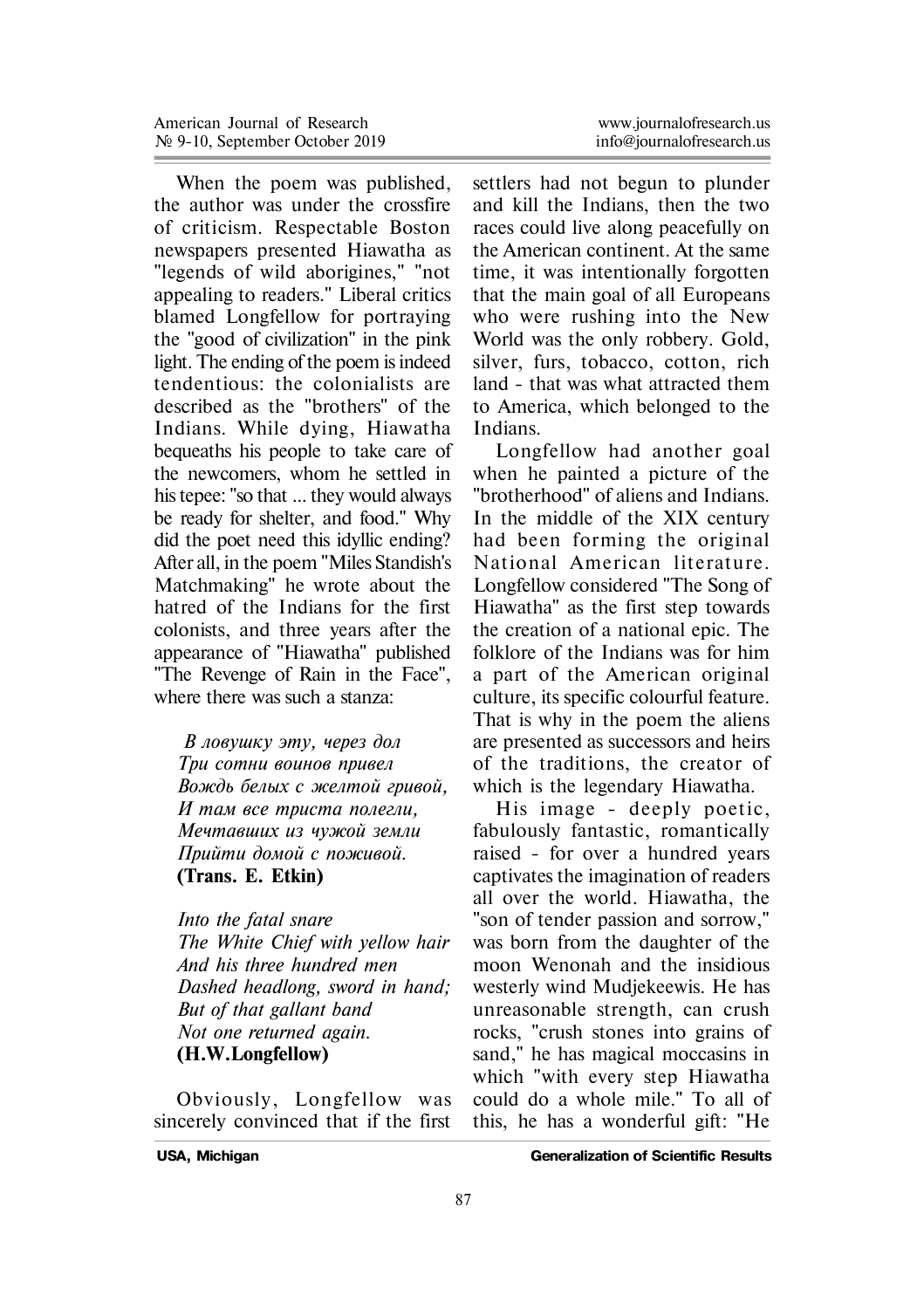When the poem was published, the author was under the crossfire of criticism. Respectable Boston newspapers presented Hiawatha as "legends of wild aborigines," "not appealing to readers." Liberal critics blamed Longfellow for portraying the "good of civilization" in the pink light. The ending of the poem is indeed tendentious: the colonialists are described as the "brothers" of the Indians. While dying, Hiawatha bequeaths his people to take care of the newcomers, whom he settled in his tepee: "so that ... they would always be ready for shelter, and food." Why did the poet need this idyllic ending? After all, in the poem "Miles Standish's Matchmaking" he wrote about the hatred of the Indians for the first colonists, and three years after the appearance of "Hiawatha" published "The Revenge of Rain in the Face", where there was such a stanza:

*В ловушку эту, через дол*
*Три сотни воинов привел*
*Вождь белых с желтой гривой,*
*И там все триста полегли,*
*Мечтавших из чужой земли*
*Прийти домой с поживой.*
**(Trans. E. Etkin)**

*Into the fatal snare*
*The White Chief with yellow hair*
*And his three hundred men*
*Dashed headlong, sword in hand;*
*But of that gallant band*
*Not one returned again.*
**(H.W.Longfellow)**

Obviously, Longfellow was sincerely convinced that if the first settlers had not begun to plunder and kill the Indians, then the two races could live along peacefully on the American continent. At the same time, it was intentionally forgotten that the main goal of all Europeans who were rushing into the New World was the only robbery. Gold, silver, furs, tobacco, cotton, rich land - that was what attracted them to America, which belonged to the Indians.

Longfellow had another goal when he painted a picture of the "brotherhood" of aliens and Indians. In the middle of the XIX century had been forming the original National American literature. Longfellow considered "The Song of Hiawatha" as the first step towards the creation of a national epic. The folklore of the Indians was for him a part of the American original culture, its specific colourful feature. That is why in the poem the aliens are presented as successors and heirs of the traditions, the creator of which is the legendary Hiawatha.

His image - deeply poetic, fabulously fantastic, romantically raised - for over a hundred years captivates the imagination of readers all over the world. Hiawatha, the "son of tender passion and sorrow," was born from the daughter of the moon Wenonah and the insidious westerly wind Mudjekeewis. He has unreasonable strength, can crush rocks, "crush stones into grains of sand," he has magical moccasins in which "with every step Hiawatha could do a whole mile." To all of this, he has a wonderful gift: "He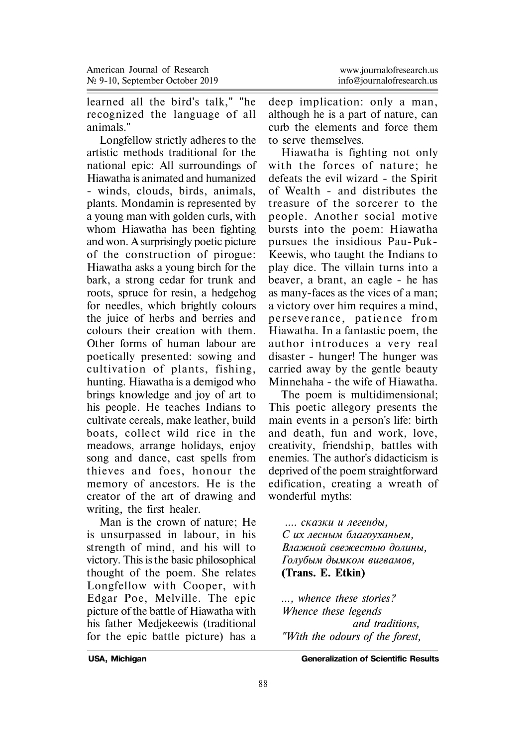learned all the bird's talk," "he recognized the language of all animals."

Longfellow strictly adheres to the artistic methods traditional for the national epic: All surroundings of Hiawatha is animated and humanized - winds, clouds, birds, animals, plants. Mondamin is represented by a young man with golden curls, with whom Hiawatha has been fighting and won. A surprisingly poetic picture of the construction of pirogue: Hiawatha asks a young birch for the bark, a strong cedar for trunk and roots, spruce for resin, a hedgehog for needles, which brightly colours the juice of herbs and berries and colours their creation with them. Other forms of human labour are poetically presented: sowing and cultivation of plants, fishing, hunting. Hiawatha is a demigod who brings knowledge and joy of art to his people. He teaches Indians to cultivate cereals, make leather, build boats, collect wild rice in the meadows, arrange holidays, enjoy song and dance, cast spells from thieves and foes, honour the memory of ancestors. He is the creator of the art of drawing and writing, the first healer.

Man is the crown of nature; He is unsurpassed in labour, in his strength of mind, and his will to victory. This is the basic philosophical thought of the poem. She relates Longfellow with Cooper, with Edgar Poe, Melville. The epic picture of the battle of Hiawatha with his father Medjekeewis (traditional for the epic battle picture) has a deep implication: only a man, although he is a part of nature, can curb the elements and force them to serve themselves.

Hiawatha is fighting not only with the forces of nature; he defeats the evil wizard - the Spirit of Wealth - and distributes the treasure of the sorcerer to the people. Another social motive bursts into the poem: Hiawatha pursues the insidious Pau-Puk-Keewis, who taught the Indians to play dice. The villain turns into a beaver, a brant, an eagle - he has as many-faces as the vices of a man; a victory over him requires a mind, perseverance, patience from Hiawatha. In a fantastic poem, the author introduces a very real disaster - hunger! The hunger was carried away by the gentle beauty Minnehaha - the wife of Hiawatha.

The poem is multidimensional; This poetic allegory presents the main events in a person's life: birth and death, fun and work, love, creativity, friendship, battles with enemies. The author's didacticism is deprived of the poem straightforward edification, creating a wreath of wonderful myths:

*.... сказки и легенды,*
*С их лесным благоуханьем,*
*Влажной свежестью долины,*
*Голубым дымком вигвамов,*
**(Trans. E. Etkin)**

*..., whence these stories?*
*Whence these legends*
*and traditions,*
*"With the odours of the forest,*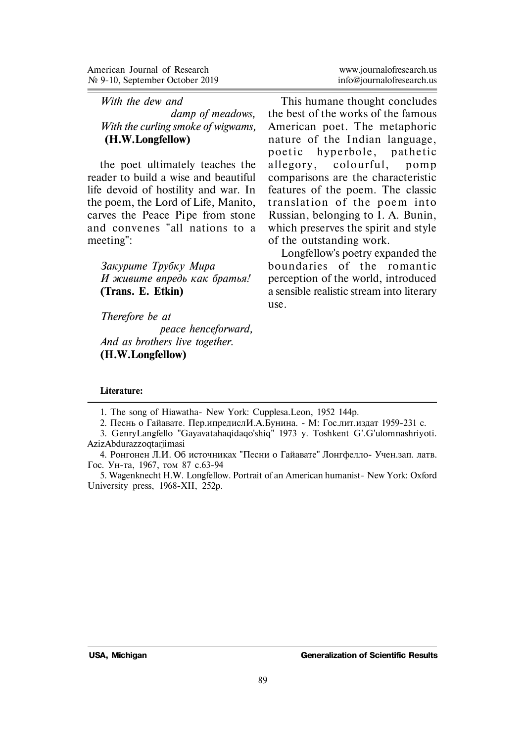*With the dew and*
*damp of meadows,*
*With the curling smoke of wigwams,*
**(H.W.Longfellow)**

the poet ultimately teaches the reader to build a wise and beautiful life devoid of hostility and war. In the poem, the Lord of Life, Manito, carves the Peace Pipe from stone and convenes "all nations to a meeting":

*Закурите Трубку Мира*
*И живите впредь как братья!*
**(Trans. E. Etkin)**

*Therefore be at*
*peace henceforward,*
*And as brothers live together.*
**(H.W.Longfellow)**

This humane thought concludes the best of the works of the famous American poet. The metaphoric nature of the Indian language, poetic hyperbole, pathetic allegory, colourful, pomp comparisons are the characteristic features of the poem. The classic translation of the poem into Russian, belonging to I. A. Bunin, which preserves the spirit and style of the outstanding work.

Longfellow's poetry expanded the boundaries of the romantic perception of the world, introduced a sensible realistic stream into literary use.

**Literature:**

1. The song of Hiawatha- New York: Cupplesa.Leon, 1952 144p.
2. Песнь о Гайавате. Пер.ипредислИ.А.Бунина. - М: Гос.лит.издат 1959-231 с.
3. GenryLangfello "Gayavatahaqidaqo'shiq" 1973 y. Toshkent G'.G'ulomnashriyoti. AzizAbdurazzoqtarjimasi
4. Ронгонен Л.И. Об источниках "Песни о Гайавате" Лонгфелло- Учен.зап. латв. Гос. Ун-та, 1967, том 87 с.63-94
5. Wagenknecht H.W. Longfellow. Portrait of an American humanist- New York: Oxford University press, 1968-XII, 252p.